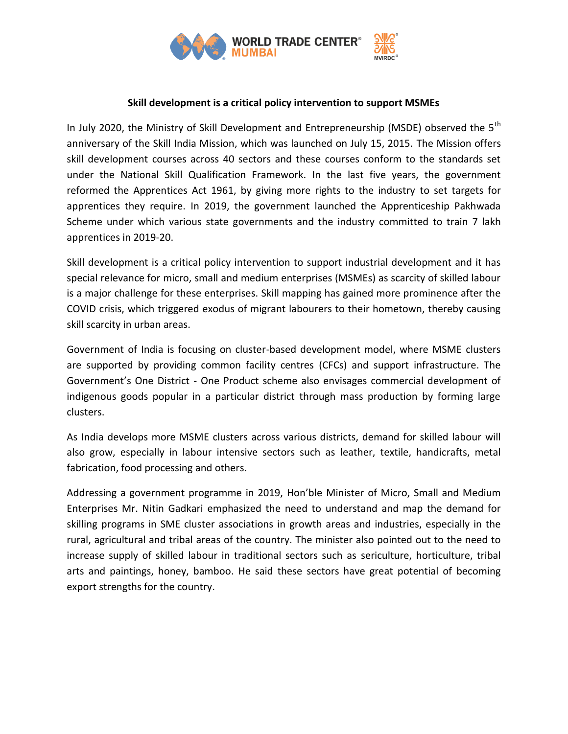**Skill development is a critical policy intervention to support MSMEs**

In July 2020, the Ministry of Skill Development and Entrepreneurship (MSDE) observed the 5th anniversary of the Skill India Mission, which was launched on July 15, 2015. The Mission offers skill development courses across 40 sectors and these courses conform to the standards set under the National Skill Qualification Framework. In the last five years, the government reformed the Apprentices Act 1961, by giving more rights to the industry to set targets for apprentices they require. In 2019, the government launched the Apprenticeship Pakhwada Scheme under which various state governments and the industry committed to train 7 lakh apprentices in 2019-20.

Skill development is a critical policy intervention to support industrial development and it has special relevance for micro, small and medium enterprises (MSMEs) as scarcity of skilled labour is a major challenge for these enterprises. Skill mapping has gained more prominence after the COVID crisis, which triggered exodus of migrant labourers to their hometown, thereby causing skill scarcity in urban areas.

Government of India is focusing on cluster-based development model, where MSME clusters are supported by providing common facility centres (CFCs) and support infrastructure. The Government's One District - One Product scheme also envisages commercial development of indigenous goods popular in a particular district through mass production by forming large clusters.

As India develops more MSME clusters across various districts, demand for skilled labour will also grow, especially in labour intensive sectors such as leather, textile, handicrafts, metal fabrication, food processing and others.

Addressing a government programme in 2019, Hon'ble Minister of Micro, Small and Medium Enterprises Mr. Nitin Gadkari emphasized the need to understand and map the demand for skilling programs in SME cluster associations in growth areas and industries, especially in the rural, agricultural and tribal areas of the country. The minister also pointed out to the need to increase supply of skilled labour in traditional sectors such as sericulture, horticulture, tribal arts and paintings, honey, bamboo. He said these sectors have great potential of becoming export strengths for the country.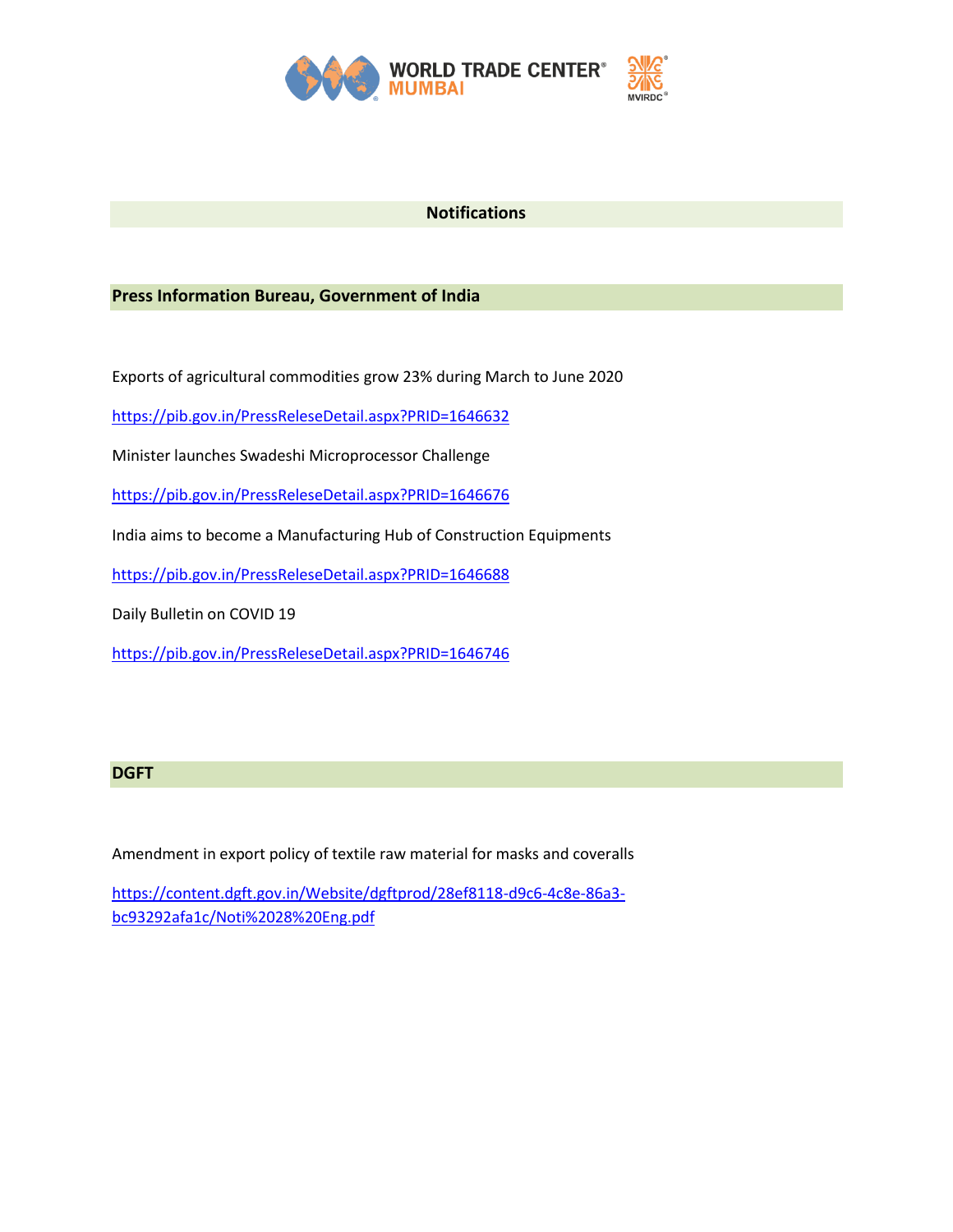## Notifications

### Press Information Bureau, Government of India

Exports of agricultural commodities grow 23% during March to June 2020

https://pib.gov.in/PressReleseDetail.aspx?PRID=1646632

Minister launches Swadeshi Microprocessor Challenge

https://pib.gov.in/PressReleseDetail.aspx?PRID=1646676

India aims to become a Manufacturing Hub of Construction Equipments

https://pib.gov.in/PressReleseDetail.aspx?PRID=1646688

Daily Bulletin on COVID 19

https://pib.gov.in/PressReleseDetail.aspx?PRID=1646746

### DGFT

Amendment in export policy of textile raw material for masks and coveralls

https://content.dgft.gov.in/Website/dgftprod/28ef8118-d9c6-4c8e-86a3-bc93292afa1c/Noti%2028%20Eng.pdf